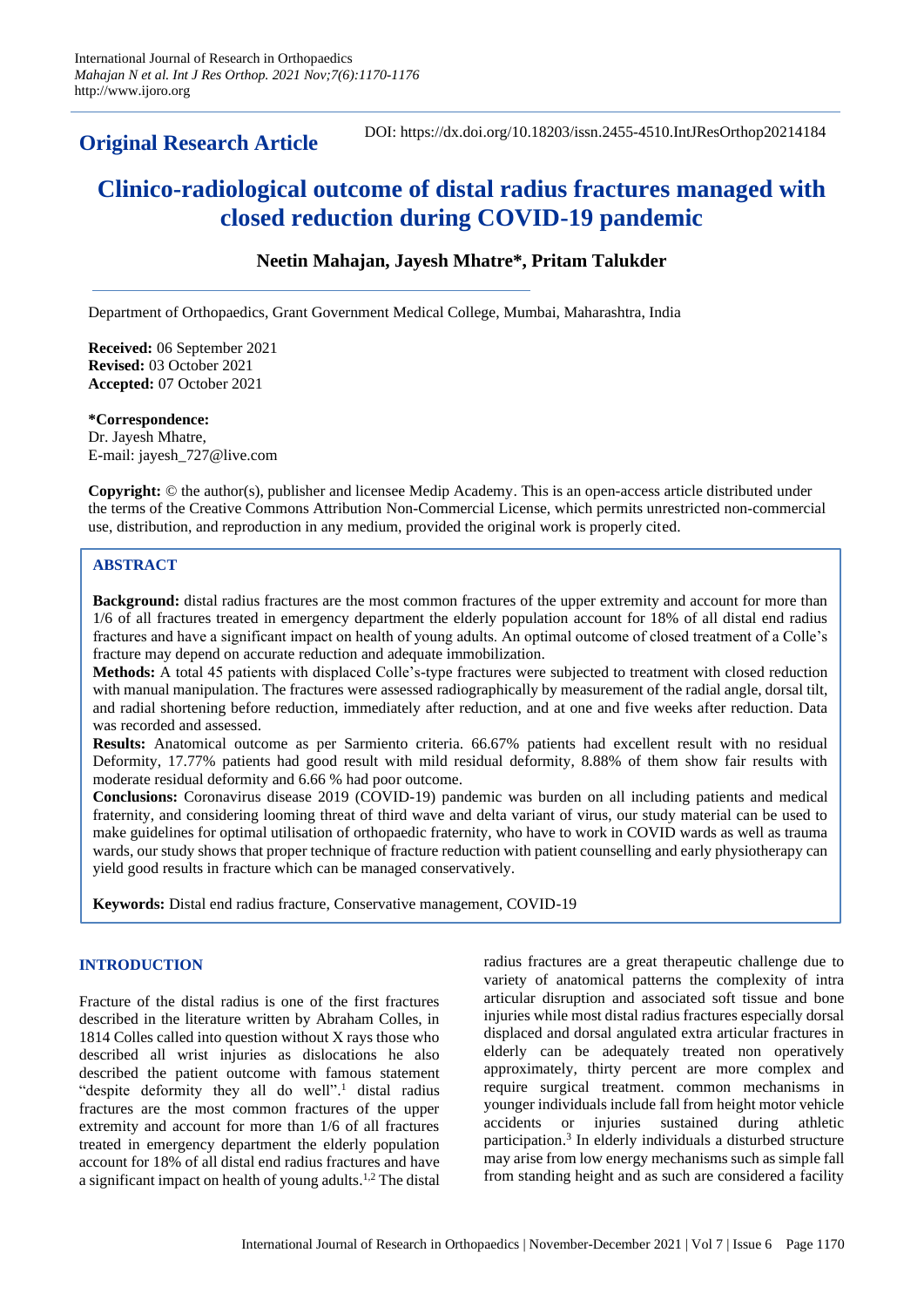**Original Research Article**

DOI: https://dx.doi.org/10.18203/issn.2455-4510.IntJResOrthop20214184

# Clinico-radiological outcome of distal radius fractures managed with closed reduction during COVID-19 pandemic

**Neetin Mahajan, Jayesh Mhatre\*, Pritam Talukder**

Department of Orthopaedics, Grant Government Medical College, Mumbai, Maharashtra, India

**Received:** 06 September 2021
**Revised:** 03 October 2021
**Accepted:** 07 October 2021

**\*Correspondence:**
Dr. Jayesh Mhatre,
E-mail: jayesh_727@live.com

**Copyright:** © the author(s), publisher and licensee Medip Academy. This is an open-access article distributed under the terms of the Creative Commons Attribution Non-Commercial License, which permits unrestricted non-commercial use, distribution, and reproduction in any medium, provided the original work is properly cited.

## ABSTRACT

**Background:** distal radius fractures are the most common fractures of the upper extremity and account for more than 1/6 of all fractures treated in emergency department the elderly population account for 18% of all distal end radius fractures and have a significant impact on health of young adults. An optimal outcome of closed treatment of a Colle's fracture may depend on accurate reduction and adequate immobilization.

**Methods:** A total 45 patients with displaced Colle's-type fractures were subjected to treatment with closed reduction with manual manipulation. The fractures were assessed radiographically by measurement of the radial angle, dorsal tilt, and radial shortening before reduction, immediately after reduction, and at one and five weeks after reduction. Data was recorded and assessed.

**Results:** Anatomical outcome as per Sarmiento criteria. 66.67% patients had excellent result with no residual Deformity, 17.77% patients had good result with mild residual deformity, 8.88% of them show fair results with moderate residual deformity and 6.66 % had poor outcome.

**Conclusions:** Coronavirus disease 2019 (COVID-19) pandemic was burden on all including patients and medical fraternity, and considering looming threat of third wave and delta variant of virus, our study material can be used to make guidelines for optimal utilisation of orthopaedic fraternity, who have to work in COVID wards as well as trauma wards, our study shows that proper technique of fracture reduction with patient counselling and early physiotherapy can yield good results in fracture which can be managed conservatively.

**Keywords:** Distal end radius fracture, Conservative management, COVID-19

## INTRODUCTION

Fracture of the distal radius is one of the first fractures described in the literature written by Abraham Colles, in 1814 Colles called into question without X rays those who described all wrist injuries as dislocations he also described the patient outcome with famous statement "despite deformity they all do well".[1] distal radius fractures are the most common fractures of the upper extremity and account for more than 1/6 of all fractures treated in emergency department the elderly population account for 18% of all distal end radius fractures and have a significant impact on health of young adults.[1,2] The distal radius fractures are a great therapeutic challenge due to variety of anatomical patterns the complexity of intra articular disruption and associated soft tissue and bone injuries while most distal radius fractures especially dorsal displaced and dorsal angulated extra articular fractures in elderly can be adequately treated non operatively approximately, thirty percent are more complex and require surgical treatment. common mechanisms in younger individuals include fall from height motor vehicle accidents or injuries sustained during athletic participation.[3] In elderly individuals a disturbed structure may arise from low energy mechanisms such as simple fall from standing height and as such are considered a facility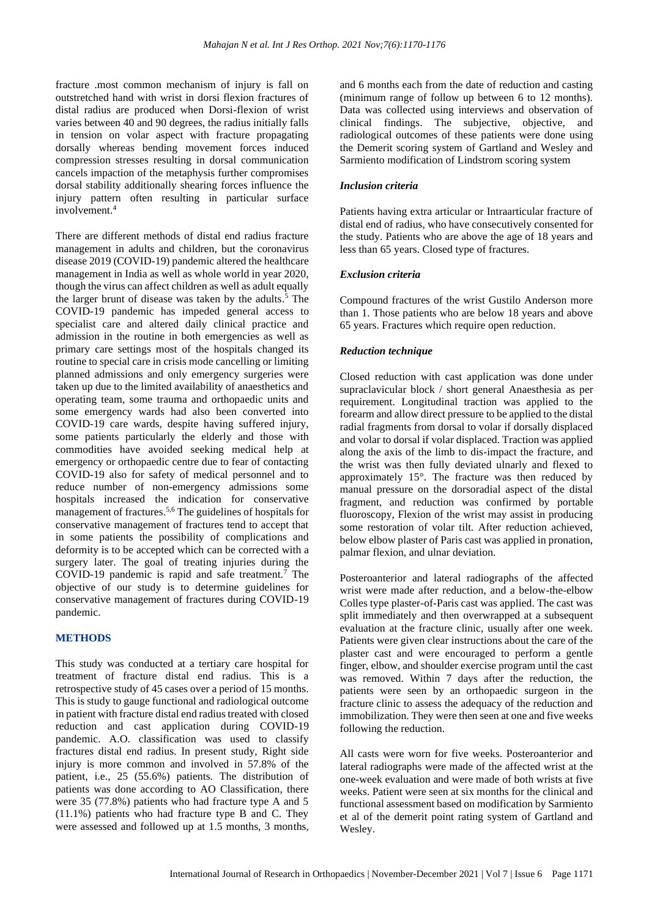fracture .most common mechanism of injury is fall on outstretched hand with wrist in dorsi flexion fractures of distal radius are produced when Dorsi-flexion of wrist varies between 40 and 90 degrees, the radius initially falls in tension on volar aspect with fracture propagating dorsally whereas bending movement forces induced compression stresses resulting in dorsal communication cancels impaction of the metaphysis further compromises dorsal stability additionally shearing forces influence the injury pattern often resulting in particular surface involvement.[4]

There are different methods of distal end radius fracture management in adults and children, but the coronavirus disease 2019 (COVID-19) pandemic altered the healthcare management in India as well as whole world in year 2020, though the virus can affect children as well as adult equally the larger brunt of disease was taken by the adults.[5] The COVID-19 pandemic has impeded general access to specialist care and altered daily clinical practice and admission in the routine in both emergencies as well as primary care settings most of the hospitals changed its routine to special care in crisis mode cancelling or limiting planned admissions and only emergency surgeries were taken up due to the limited availability of anaesthetics and operating team, some trauma and orthopaedic units and some emergency wards had also been converted into COVID-19 care wards, despite having suffered injury, some patients particularly the elderly and those with commodities have avoided seeking medical help at emergency or orthopaedic centre due to fear of contacting COVID-19 also for safety of medical personnel and to reduce number of non-emergency admissions some hospitals increased the indication for conservative management of fractures.[5,6] The guidelines of hospitals for conservative management of fractures tend to accept that in some patients the possibility of complications and deformity is to be accepted which can be corrected with a surgery later. The goal of treating injuries during the COVID-19 pandemic is rapid and safe treatment.[7] The objective of our study is to determine guidelines for conservative management of fractures during COVID-19 pandemic.

## METHODS

This study was conducted at a tertiary care hospital for treatment of fracture distal end radius. This is a retrospective study of 45 cases over a period of 15 months. This is study to gauge functional and radiological outcome in patient with fracture distal end radius treated with closed reduction and cast application during COVID-19 pandemic. A.O. classification was used to classify fractures distal end radius. In present study, Right side injury is more common and involved in 57.8% of the patient, i.e., 25 (55.6%) patients. The distribution of patients was done according to AO Classification, there were 35 (77.8%) patients who had fracture type A and 5 (11.1%) patients who had fracture type B and C. They were assessed and followed up at 1.5 months, 3 months, and 6 months each from the date of reduction and casting (minimum range of follow up between 6 to 12 months). Data was collected using interviews and observation of clinical findings. The subjective, objective, and radiological outcomes of these patients were done using the Demerit scoring system of Gartland and Wesley and Sarmiento modification of Lindstrom scoring system

### *Inclusion criteria*

Patients having extra articular or Intraarticular fracture of distal end of radius, who have consecutively consented for the study. Patients who are above the age of 18 years and less than 65 years. Closed type of fractures.

### *Exclusion criteria*

Compound fractures of the wrist Gustilo Anderson more than 1. Those patients who are below 18 years and above 65 years. Fractures which require open reduction.

### *Reduction technique*

Closed reduction with cast application was done under supraclavicular block / short general Anaesthesia as per requirement. Longitudinal traction was applied to the forearm and allow direct pressure to be applied to the distal radial fragments from dorsal to volar if dorsally displaced and volar to dorsal if volar displaced. Traction was applied along the axis of the limb to dis-impact the fracture, and the wrist was then fully deviated ulnarly and flexed to approximately 15°. The fracture was then reduced by manual pressure on the dorsoradial aspect of the distal fragment, and reduction was confirmed by portable fluoroscopy, Flexion of the wrist may assist in producing some restoration of volar tilt. After reduction achieved, below elbow plaster of Paris cast was applied in pronation, palmar flexion, and ulnar deviation.

Posteroanterior and lateral radiographs of the affected wrist were made after reduction, and a below-the-elbow Colles type plaster-of-Paris cast was applied. The cast was split immediately and then overwrapped at a subsequent evaluation at the fracture clinic, usually after one week. Patients were given clear instructions about the care of the plaster cast and were encouraged to perform a gentle finger, elbow, and shoulder exercise program until the cast was removed. Within 7 days after the reduction, the patients were seen by an orthopaedic surgeon in the fracture clinic to assess the adequacy of the reduction and immobilization. They were then seen at one and five weeks following the reduction.

All casts were worn for five weeks. Posteroanterior and lateral radiographs were made of the affected wrist at the one-week evaluation and were made of both wrists at five weeks. Patient were seen at six months for the clinical and functional assessment based on modification by Sarmiento et al of the demerit point rating system of Gartland and Wesley.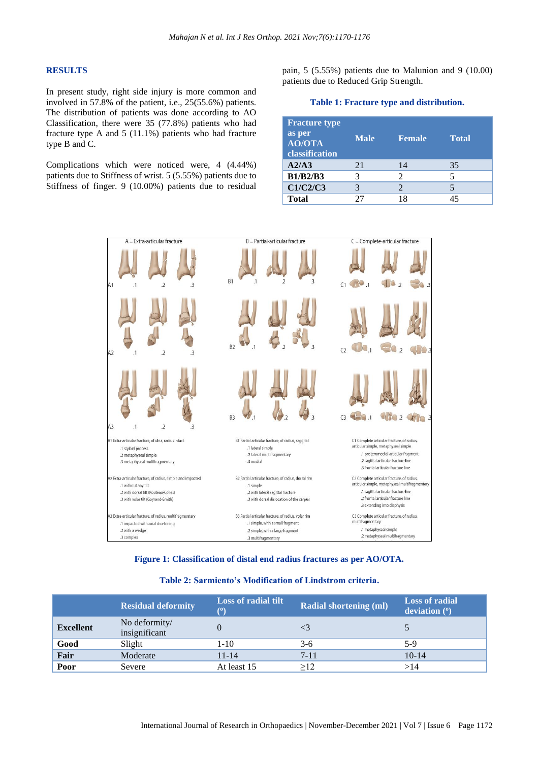## RESULTS

In present study, right side injury is more common and involved in 57.8% of the patient, i.e., 25(55.6%) patients. The distribution of patients was done according to AO Classification, there were 35 (77.8%) patients who had fracture type A and 5 (11.1%) patients who had fracture type B and C.

Complications which were noticed were, 4 (4.44%) patients due to Stiffness of wrist. 5 (5.55%) patients due to Stiffness of finger. 9 (10.00%) patients due to residual pain, 5 (5.55%) patients due to Malunion and 9 (10.00) patients due to Reduced Grip Strength.

**Table 1: Fracture type and distribution.**

| Fracture type as per AO/OTA classification | Male | Female | Total |
|---|---|---|---|
| **A2/A3** | 21 | 14 | 35 |
| **B1/B2/B3** | 3 | 2 | 5 |
| **C1/C2/C3** | 3 | 2 | 5 |
| **Total** | 27 | 18 | 45 |

**Figure 1: Classification of distal end radius fractures as per AO/OTA.**

**Table 2: Sarmiento's Modification of Lindstrom criteria.**

| | Residual deformity | Loss of radial tilt (º) | Radial shortening (ml) | Loss of radial deviation (º) |
|---|---|---|---|---|
| **Excellent** | No deformity/ insignificant | 0 | <3 | 5 |
| **Good** | Slight | 1-10 | 3-6 | 5-9 |
| **Fair** | Moderate | 11-14 | 7-11 | 10-14 |
| **Poor** | Severe | At least 15 | ≥12 | >14 |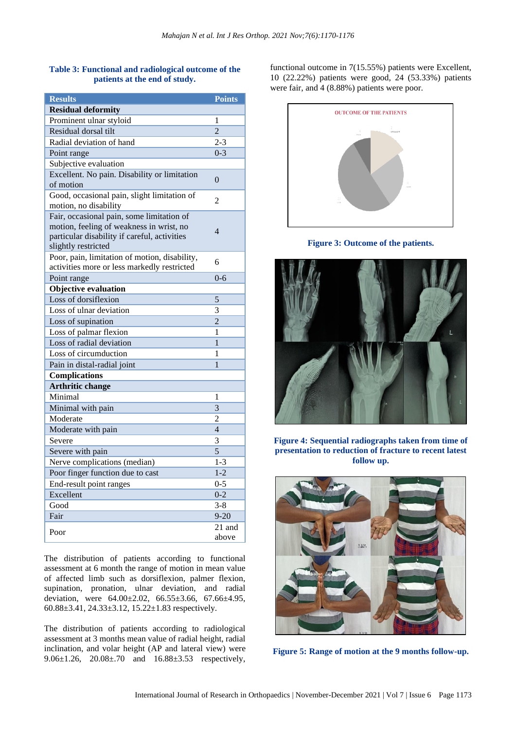**Table 3: Functional and radiological outcome of the patients at the end of study.**

| Results | Points |
| --- | --- |
| **Residual deformity** | |
| Prominent ulnar styloid | 1 |
| Residual dorsal tilt | 2 |
| Radial deviation of hand | 2-3 |
| Point range | 0-3 |
| Subjective evaluation | |
| Excellent. No pain. Disability or limitation of motion | 0 |
| Good, occasional pain, slight limitation of motion, no disability | 2 |
| Fair, occasional pain, some limitation of motion, feeling of weakness in wrist, no particular disability if careful, activities slightly restricted | 4 |
| Poor, pain, limitation of motion, disability, activities more or less markedly restricted | 6 |
| Point range | 0-6 |
| **Objective evaluation** | |
| Loss of dorsiflexion | 5 |
| Loss of ulnar deviation | 3 |
| Loss of supination | 2 |
| Loss of palmar flexion | 1 |
| Loss of radial deviation | 1 |
| Loss of circumduction | 1 |
| Pain in distal-radial joint | 1 |
| **Complications** | |
| **Arthritic change** | |
| Minimal | 1 |
| Minimal with pain | 3 |
| Moderate | 2 |
| Moderate with pain | 4 |
| Severe | 3 |
| Severe with pain | 5 |
| Nerve complications (median) | 1-3 |
| Poor finger function due to cast | 1-2 |
| End-result point ranges | 0-5 |
| Excellent | 0-2 |
| Good | 3-8 |
| Fair | 9-20 |
| Poor | 21 and above |

The distribution of patients according to functional assessment at 6 month the range of motion in mean value of affected limb such as dorsiflexion, palmer flexion, supination, pronation, ulnar deviation, and radial deviation, were 64.00±2.02, 66.55±3.66, 67.66±4.95, 60.88±3.41, 24.33±3.12, 15.22±1.83 respectively.

The distribution of patients according to radiological assessment at 3 months mean value of radial height, radial inclination, and volar height (AP and lateral view) were 9.06±1.26, 20.08±.70 and 16.88±3.53 respectively, functional outcome in 7(15.55%) patients were Excellent, 10 (22.22%) patients were good, 24 (53.33%) patients were fair, and 4 (8.88%) patients were poor.

**Figure 3: Outcome of the patients.**

**Figure 4: Sequential radiographs taken from time of presentation to reduction of fracture to recent latest follow up.**

**Figure 5: Range of motion at the 9 months follow-up.**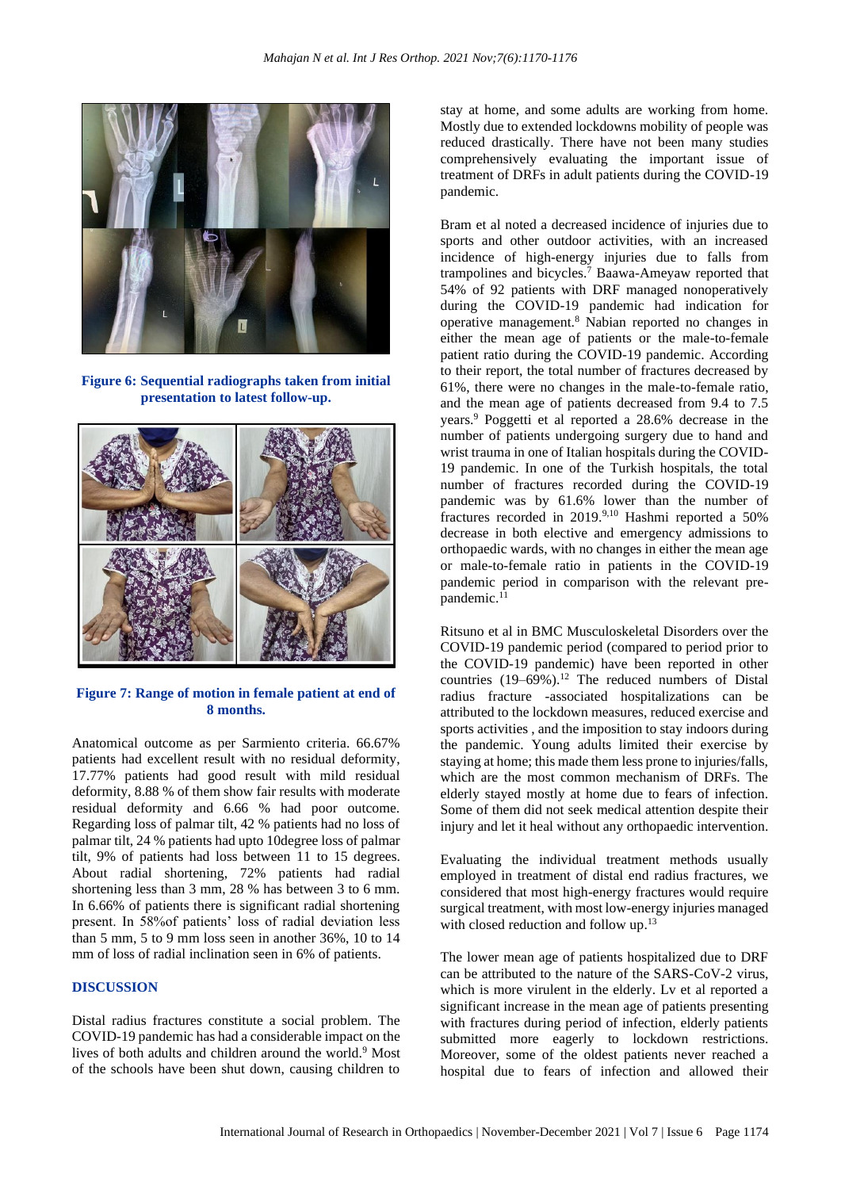**Figure 6: Sequential radiographs taken from initial presentation to latest follow-up.**

**Figure 7: Range of motion in female patient at end of 8 months.**

Anatomical outcome as per Sarmiento criteria. 66.67% patients had excellent result with no residual deformity, 17.77% patients had good result with mild residual deformity, 8.88 % of them show fair results with moderate residual deformity and 6.66 % had poor outcome. Regarding loss of palmar tilt, 42 % patients had no loss of palmar tilt, 24 % patients had upto 10degree loss of palmar tilt, 9% of patients had loss between 11 to 15 degrees. About radial shortening, 72% patients had radial shortening less than 3 mm, 28 % has between 3 to 6 mm. In 6.66% of patients there is significant radial shortening present. In 58%of patients' loss of radial deviation less than 5 mm, 5 to 9 mm loss seen in another 36%, 10 to 14 mm of loss of radial inclination seen in 6% of patients.

## DISCUSSION

Distal radius fractures constitute a social problem. The COVID-19 pandemic has had a considerable impact on the lives of both adults and children around the world.[9] Most of the schools have been shut down, causing children to stay at home, and some adults are working from home. Mostly due to extended lockdowns mobility of people was reduced drastically. There have not been many studies comprehensively evaluating the important issue of treatment of DRFs in adult patients during the COVID-19 pandemic.

Bram et al noted a decreased incidence of injuries due to sports and other outdoor activities, with an increased incidence of high-energy injuries due to falls from trampolines and bicycles.[7] Baawa-Ameyaw reported that 54% of 92 patients with DRF managed nonoperatively during the COVID-19 pandemic had indication for operative management.[8] Nabian reported no changes in either the mean age of patients or the male-to-female patient ratio during the COVID-19 pandemic. According to their report, the total number of fractures decreased by 61%, there were no changes in the male-to-female ratio, and the mean age of patients decreased from 9.4 to 7.5 years.[9] Poggetti et al reported a 28.6% decrease in the number of patients undergoing surgery due to hand and wrist trauma in one of Italian hospitals during the COVID-19 pandemic. In one of the Turkish hospitals, the total number of fractures recorded during the COVID-19 pandemic was by 61.6% lower than the number of fractures recorded in 2019.[9,10] Hashmi reported a 50% decrease in both elective and emergency admissions to orthopaedic wards, with no changes in either the mean age or male-to-female ratio in patients in the COVID-19 pandemic period in comparison with the relevant pre-pandemic.[11]

Ritsuno et al in BMC Musculoskeletal Disorders over the COVID-19 pandemic period (compared to period prior to the COVID-19 pandemic) have been reported in other countries (19–69%).[12] The reduced numbers of Distal radius fracture -associated hospitalizations can be attributed to the lockdown measures, reduced exercise and sports activities , and the imposition to stay indoors during the pandemic. Young adults limited their exercise by staying at home; this made them less prone to injuries/falls, which are the most common mechanism of DRFs. The elderly stayed mostly at home due to fears of infection. Some of them did not seek medical attention despite their injury and let it heal without any orthopaedic intervention.

Evaluating the individual treatment methods usually employed in treatment of distal end radius fractures, we considered that most high-energy fractures would require surgical treatment, with most low-energy injuries managed with closed reduction and follow up.[13]

The lower mean age of patients hospitalized due to DRF can be attributed to the nature of the SARS-CoV-2 virus, which is more virulent in the elderly. Lv et al reported a significant increase in the mean age of patients presenting with fractures during period of infection, elderly patients submitted more eagerly to lockdown restrictions. Moreover, some of the oldest patients never reached a hospital due to fears of infection and allowed their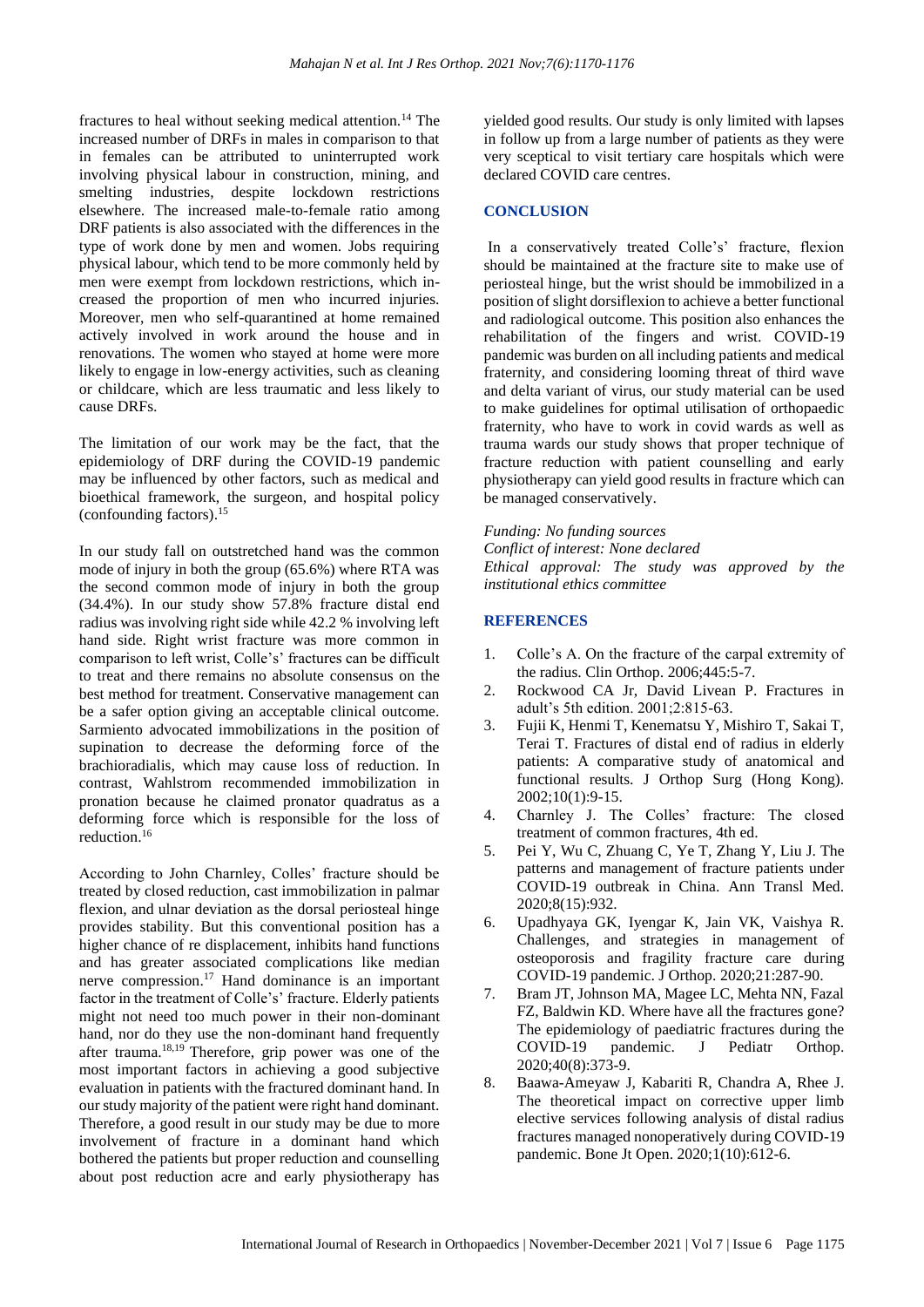fractures to heal without seeking medical attention.[14] The increased number of DRFs in males in comparison to that in females can be attributed to uninterrupted work involving physical labour in construction, mining, and smelting industries, despite lockdown restrictions elsewhere. The increased male-to-female ratio among DRF patients is also associated with the differences in the type of work done by men and women. Jobs requiring physical labour, which tend to be more commonly held by men were exempt from lockdown restrictions, which increased the proportion of men who incurred injuries. Moreover, men who self-quarantined at home remained actively involved in work around the house and in renovations. The women who stayed at home were more likely to engage in low-energy activities, such as cleaning or childcare, which are less traumatic and less likely to cause DRFs.

The limitation of our work may be the fact, that the epidemiology of DRF during the COVID-19 pandemic may be influenced by other factors, such as medical and bioethical framework, the surgeon, and hospital policy (confounding factors).[15]

In our study fall on outstretched hand was the common mode of injury in both the group (65.6%) where RTA was the second common mode of injury in both the group (34.4%). In our study show 57.8% fracture distal end radius was involving right side while 42.2 % involving left hand side. Right wrist fracture was more common in comparison to left wrist, Colle's' fractures can be difficult to treat and there remains no absolute consensus on the best method for treatment. Conservative management can be a safer option giving an acceptable clinical outcome. Sarmiento advocated immobilizations in the position of supination to decrease the deforming force of the brachioradialis, which may cause loss of reduction. In contrast, Wahlstrom recommended immobilization in pronation because he claimed pronator quadratus as a deforming force which is responsible for the loss of reduction.[16]

According to John Charnley, Colles' fracture should be treated by closed reduction, cast immobilization in palmar flexion, and ulnar deviation as the dorsal periosteal hinge provides stability. But this conventional position has a higher chance of re displacement, inhibits hand functions and has greater associated complications like median nerve compression.[17] Hand dominance is an important factor in the treatment of Colle's' fracture. Elderly patients might not need too much power in their non-dominant hand, nor do they use the non-dominant hand frequently after trauma.[18,19] Therefore, grip power was one of the most important factors in achieving a good subjective evaluation in patients with the fractured dominant hand. In our study majority of the patient were right hand dominant. Therefore, a good result in our study may be due to more involvement of fracture in a dominant hand which bothered the patients but proper reduction and counselling about post reduction acre and early physiotherapy has yielded good results. Our study is only limited with lapses in follow up from a large number of patients as they were very sceptical to visit tertiary care hospitals which were declared COVID care centres.

## CONCLUSION

In a conservatively treated Colle's' fracture, flexion should be maintained at the fracture site to make use of periosteal hinge, but the wrist should be immobilized in a position of slight dorsiflexion to achieve a better functional and radiological outcome. This position also enhances the rehabilitation of the fingers and wrist. COVID-19 pandemic was burden on all including patients and medical fraternity, and considering looming threat of third wave and delta variant of virus, our study material can be used to make guidelines for optimal utilisation of orthopaedic fraternity, who have to work in covid wards as well as trauma wards our study shows that proper technique of fracture reduction with patient counselling and early physiotherapy can yield good results in fracture which can be managed conservatively.

*Funding: No funding sources*
*Conflict of interest: None declared*
*Ethical approval: The study was approved by the institutional ethics committee*

## REFERENCES

1. Colle's A. On the fracture of the carpal extremity of the radius. Clin Orthop. 2006;445:5-7.
2. Rockwood CA Jr, David Livean P. Fractures in adult's 5th edition. 2001;2:815-63.
3. Fujii K, Henmi T, Kenematsu Y, Mishiro T, Sakai T, Terai T. Fractures of distal end of radius in elderly patients: A comparative study of anatomical and functional results. J Orthop Surg (Hong Kong). 2002;10(1):9-15.
4. Charnley J. The Colles' fracture: The closed treatment of common fractures, 4th ed.
5. Pei Y, Wu C, Zhuang C, Ye T, Zhang Y, Liu J. The patterns and management of fracture patients under COVID-19 outbreak in China. Ann Transl Med. 2020;8(15):932.
6. Upadhyaya GK, Iyengar K, Jain VK, Vaishya R. Challenges, and strategies in management of osteoporosis and fragility fracture care during COVID-19 pandemic. J Orthop. 2020;21:287-90.
7. Bram JT, Johnson MA, Magee LC, Mehta NN, Fazal FZ, Baldwin KD. Where have all the fractures gone? The epidemiology of paediatric fractures during the COVID-19 pandemic. J Pediatr Orthop. 2020;40(8):373-9.
8. Baawa-Ameyaw J, Kabariti R, Chandra A, Rhee J. The theoretical impact on corrective upper limb elective services following analysis of distal radius fractures managed nonoperatively during COVID-19 pandemic. Bone Jt Open. 2020;1(10):612-6.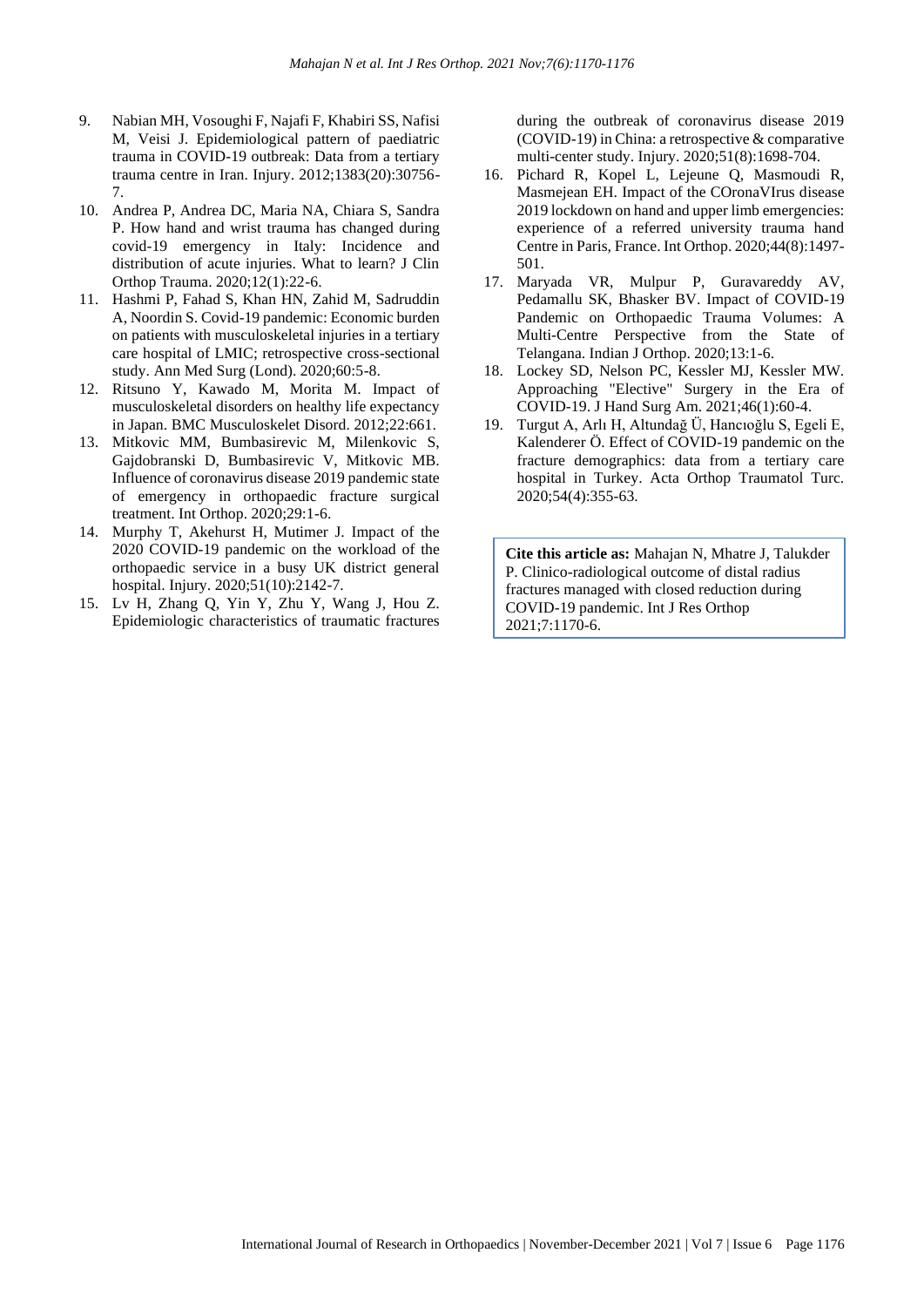9. Nabian MH, Vosoughi F, Najafi F, Khabiri SS, Nafisi M, Veisi J. Epidemiological pattern of paediatric trauma in COVID-19 outbreak: Data from a tertiary trauma centre in Iran. Injury. 2012;1383(20):30756-7.
10. Andrea P, Andrea DC, Maria NA, Chiara S, Sandra P. How hand and wrist trauma has changed during covid-19 emergency in Italy: Incidence and distribution of acute injuries. What to learn? J Clin Orthop Trauma. 2020;12(1):22-6.
11. Hashmi P, Fahad S, Khan HN, Zahid M, Sadruddin A, Noordin S. Covid-19 pandemic: Economic burden on patients with musculoskeletal injuries in a tertiary care hospital of LMIC; retrospective cross-sectional study. Ann Med Surg (Lond). 2020;60:5-8.
12. Ritsuno Y, Kawado M, Morita M. Impact of musculoskeletal disorders on healthy life expectancy in Japan. BMC Musculoskelet Disord. 2012;22:661.
13. Mitkovic MM, Bumbasirevic M, Milenkovic S, Gajdobranski D, Bumbasirevic V, Mitkovic MB. Influence of coronavirus disease 2019 pandemic state of emergency in orthopaedic fracture surgical treatment. Int Orthop. 2020;29:1-6.
14. Murphy T, Akehurst H, Mutimer J. Impact of the 2020 COVID-19 pandemic on the workload of the orthopaedic service in a busy UK district general hospital. Injury. 2020;51(10):2142-7.
15. Lv H, Zhang Q, Yin Y, Zhu Y, Wang J, Hou Z. Epidemiologic characteristics of traumatic fractures during the outbreak of coronavirus disease 2019 (COVID-19) in China: a retrospective & comparative multi-center study. Injury. 2020;51(8):1698-704.
16. Pichard R, Kopel L, Lejeune Q, Masmoudi R, Masmejean EH. Impact of the COronaVIrus disease 2019 lockdown on hand and upper limb emergencies: experience of a referred university trauma hand Centre in Paris, France. Int Orthop. 2020;44(8):1497-501.
17. Maryada VR, Mulpur P, Guravareddy AV, Pedamallu SK, Bhasker BV. Impact of COVID-19 Pandemic on Orthopaedic Trauma Volumes: A Multi-Centre Perspective from the State of Telangana. Indian J Orthop. 2020;13:1-6.
18. Lockey SD, Nelson PC, Kessler MJ, Kessler MW. Approaching "Elective" Surgery in the Era of COVID-19. J Hand Surg Am. 2021;46(1):60-4.
19. Turgut A, Arlı H, Altundağ Ü, Hancıoğlu S, Egeli E, Kalenderer Ö. Effect of COVID-19 pandemic on the fracture demographics: data from a tertiary care hospital in Turkey. Acta Orthop Traumatol Turc. 2020;54(4):355-63.

**Cite this article as:** Mahajan N, Mhatre J, Talukder P. Clinico-radiological outcome of distal radius fractures managed with closed reduction during COVID-19 pandemic. Int J Res Orthop 2021;7:1170-6.